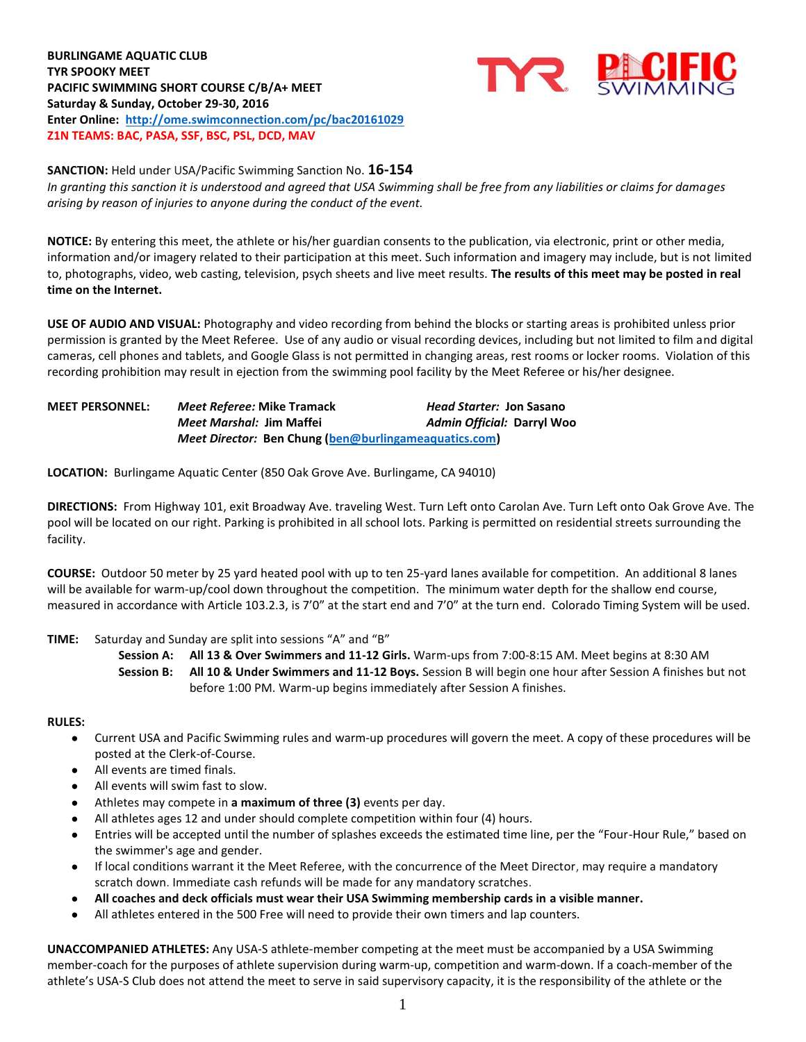**BURLINGAME AQUATIC CLUB**
**TYR SPOOKY MEET**
**PACIFIC SWIMMING SHORT COURSE C/B/A+ MEET**
**Saturday & Sunday, October 29-30, 2016**
**Enter Online: [http://ome.swimconnection.com/pc/bac20161029](http://ome.swimconnection.com/pc/bac20161029)**
**Z1N TEAMS: BAC, PASA, SSF, BSC, PSL, DCD, MAV**

**SANCTION:** Held under USA/Pacific Swimming Sanction No. **16-154**
*In granting this sanction it is understood and agreed that USA Swimming shall be free from any liabilities or claims for damages arising by reason of injuries to anyone during the conduct of the event.*

**NOTICE:** By entering this meet, the athlete or his/her guardian consents to the publication, via electronic, print or other media, information and/or imagery related to their participation at this meet. Such information and imagery may include, but is not limited to, photographs, video, web casting, television, psych sheets and live meet results. **The results of this meet may be posted in real time on the Internet.**

**USE OF AUDIO AND VISUAL:** Photography and video recording from behind the blocks or starting areas is prohibited unless prior permission is granted by the Meet Referee. Use of any audio or visual recording devices, including but not limited to film and digital cameras, cell phones and tablets, and Google Glass is not permitted in changing areas, rest rooms or locker rooms. Violation of this recording prohibition may result in ejection from the swimming pool facility by the Meet Referee or his/her designee.

**MEET PERSONNEL:**
*Meet Referee:* **Mike Tramack** — *Head Starter:* **Jon Sasano**
*Meet Marshal:* **Jim Maffei** — *Admin Official:* **Darryl Woo**
*Meet Director:* **Ben Chung ([ben@burlingameaquatics.com](mailto:ben@burlingameaquatics.com))**

**LOCATION:** Burlingame Aquatic Center (850 Oak Grove Ave. Burlingame, CA 94010)

**DIRECTIONS:** From Highway 101, exit Broadway Ave. traveling West. Turn Left onto Carolan Ave. Turn Left onto Oak Grove Ave. The pool will be located on our right. Parking is prohibited in all school lots. Parking is permitted on residential streets surrounding the facility.

**COURSE:** Outdoor 50 meter by 25 yard heated pool with up to ten 25-yard lanes available for competition. An additional 8 lanes will be available for warm-up/cool down throughout the competition. The minimum water depth for the shallow end course, measured in accordance with Article 103.2.3, is 7'0" at the start end and 7'0" at the turn end. Colorado Timing System will be used.

**TIME:** Saturday and Sunday are split into sessions "A" and "B"

**Session A:** **All 13 & Over Swimmers and 11-12 Girls.** Warm-ups from 7:00-8:15 AM. Meet begins at 8:30 AM

**Session B:** **All 10 & Under Swimmers and 11-12 Boys.** Session B will begin one hour after Session A finishes but not before 1:00 PM. Warm-up begins immediately after Session A finishes.

**RULES:**

- Current USA and Pacific Swimming rules and warm-up procedures will govern the meet. A copy of these procedures will be posted at the Clerk-of-Course.
- All events are timed finals.
- All events will swim fast to slow.
- Athletes may compete in **a maximum of three (3)** events per day.
- All athletes ages 12 and under should complete competition within four (4) hours.
- Entries will be accepted until the number of splashes exceeds the estimated time line, per the "Four-Hour Rule," based on the swimmer's age and gender.
- If local conditions warrant it the Meet Referee, with the concurrence of the Meet Director, may require a mandatory scratch down. Immediate cash refunds will be made for any mandatory scratches.
- **All coaches and deck officials must wear their USA Swimming membership cards in a visible manner.**
- All athletes entered in the 500 Free will need to provide their own timers and lap counters.

**UNACCOMPANIED ATHLETES:** Any USA-S athlete-member competing at the meet must be accompanied by a USA Swimming member-coach for the purposes of athlete supervision during warm-up, competition and warm-down. If a coach-member of the athlete's USA-S Club does not attend the meet to serve in said supervisory capacity, it is the responsibility of the athlete or the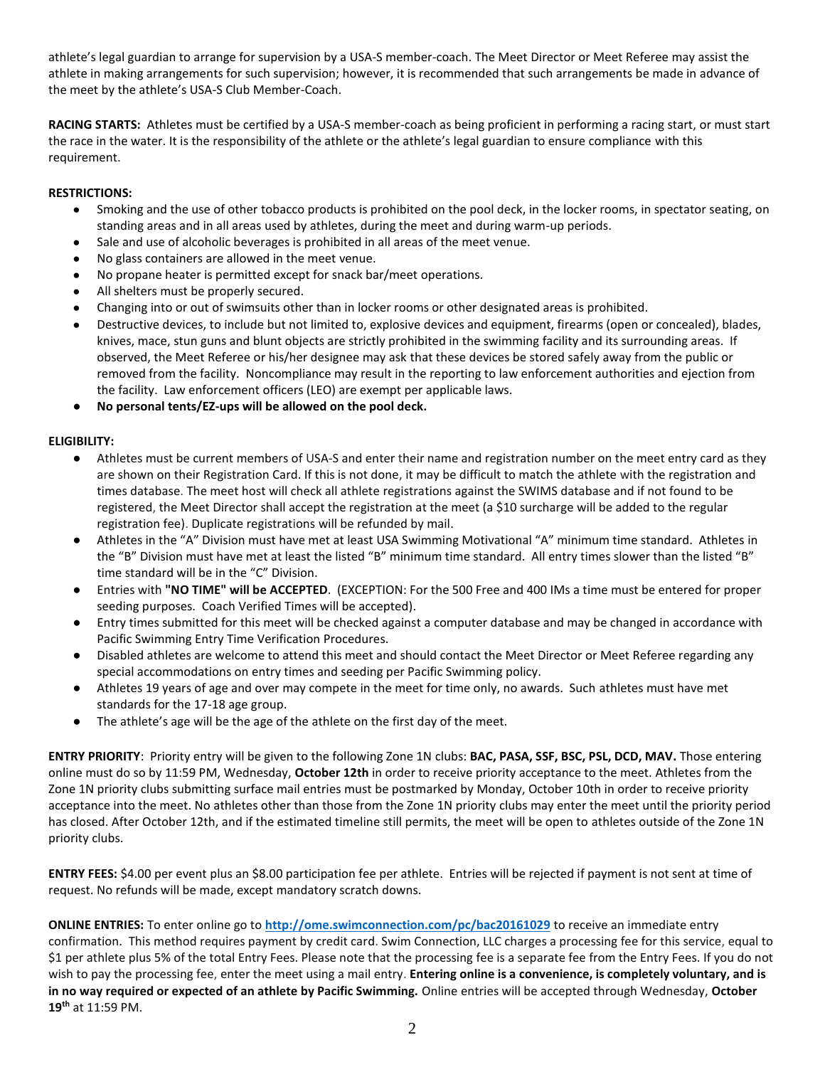athlete's legal guardian to arrange for supervision by a USA-S member-coach. The Meet Director or Meet Referee may assist the athlete in making arrangements for such supervision; however, it is recommended that such arrangements be made in advance of the meet by the athlete's USA-S Club Member-Coach.

**RACING STARTS:** Athletes must be certified by a USA-S member-coach as being proficient in performing a racing start, or must start the race in the water. It is the responsibility of the athlete or the athlete's legal guardian to ensure compliance with this requirement.

**RESTRICTIONS:**

- Smoking and the use of other tobacco products is prohibited on the pool deck, in the locker rooms, in spectator seating, on standing areas and in all areas used by athletes, during the meet and during warm-up periods.
- Sale and use of alcoholic beverages is prohibited in all areas of the meet venue.
- No glass containers are allowed in the meet venue.
- No propane heater is permitted except for snack bar/meet operations.
- All shelters must be properly secured.
- Changing into or out of swimsuits other than in locker rooms or other designated areas is prohibited.
- Destructive devices, to include but not limited to, explosive devices and equipment, firearms (open or concealed), blades, knives, mace, stun guns and blunt objects are strictly prohibited in the swimming facility and its surrounding areas. If observed, the Meet Referee or his/her designee may ask that these devices be stored safely away from the public or removed from the facility. Noncompliance may result in the reporting to law enforcement authorities and ejection from the facility. Law enforcement officers (LEO) are exempt per applicable laws.
- **No personal tents/EZ-ups will be allowed on the pool deck.**

**ELIGIBILITY:**

- Athletes must be current members of USA-S and enter their name and registration number on the meet entry card as they are shown on their Registration Card. If this is not done, it may be difficult to match the athlete with the registration and times database. The meet host will check all athlete registrations against the SWIMS database and if not found to be registered, the Meet Director shall accept the registration at the meet (a $10 surcharge will be added to the regular registration fee). Duplicate registrations will be refunded by mail.
- Athletes in the "A" Division must have met at least USA Swimming Motivational "A" minimum time standard. Athletes in the "B" Division must have met at least the listed "B" minimum time standard. All entry times slower than the listed "B" time standard will be in the "C" Division.
- Entries with **"NO TIME" will be ACCEPTED**. (EXCEPTION: For the 500 Free and 400 IMs a time must be entered for proper seeding purposes. Coach Verified Times will be accepted).
- Entry times submitted for this meet will be checked against a computer database and may be changed in accordance with Pacific Swimming Entry Time Verification Procedures.
- Disabled athletes are welcome to attend this meet and should contact the Meet Director or Meet Referee regarding any special accommodations on entry times and seeding per Pacific Swimming policy.
- Athletes 19 years of age and over may compete in the meet for time only, no awards. Such athletes must have met standards for the 17-18 age group.
- The athlete's age will be the age of the athlete on the first day of the meet.

**ENTRY PRIORITY**: Priority entry will be given to the following Zone 1N clubs: **BAC, PASA, SSF, BSC, PSL, DCD, MAV.** Those entering online must do so by 11:59 PM, Wednesday, **October 12th** in order to receive priority acceptance to the meet. Athletes from the Zone 1N priority clubs submitting surface mail entries must be postmarked by Monday, October 10th in order to receive priority acceptance into the meet. No athletes other than those from the Zone 1N priority clubs may enter the meet until the priority period has closed. After October 12th, and if the estimated timeline still permits, the meet will be open to athletes outside of the Zone 1N priority clubs.

**ENTRY FEES:** $4.00 per event plus an $8.00 participation fee per athlete. Entries will be rejected if payment is not sent at time of request. No refunds will be made, except mandatory scratch downs.

**ONLINE ENTRIES:** To enter online go to **http://ome.swimconnection.com/pc/bac20161029** to receive an immediate entry confirmation. This method requires payment by credit card. Swim Connection, LLC charges a processing fee for this service, equal to $1 per athlete plus 5% of the total Entry Fees. Please note that the processing fee is a separate fee from the Entry Fees. If you do not wish to pay the processing fee, enter the meet using a mail entry. **Entering online is a convenience, is completely voluntary, and is in no way required or expected of an athlete by Pacific Swimming.** Online entries will be accepted through Wednesday, **October 19th** at 11:59 PM.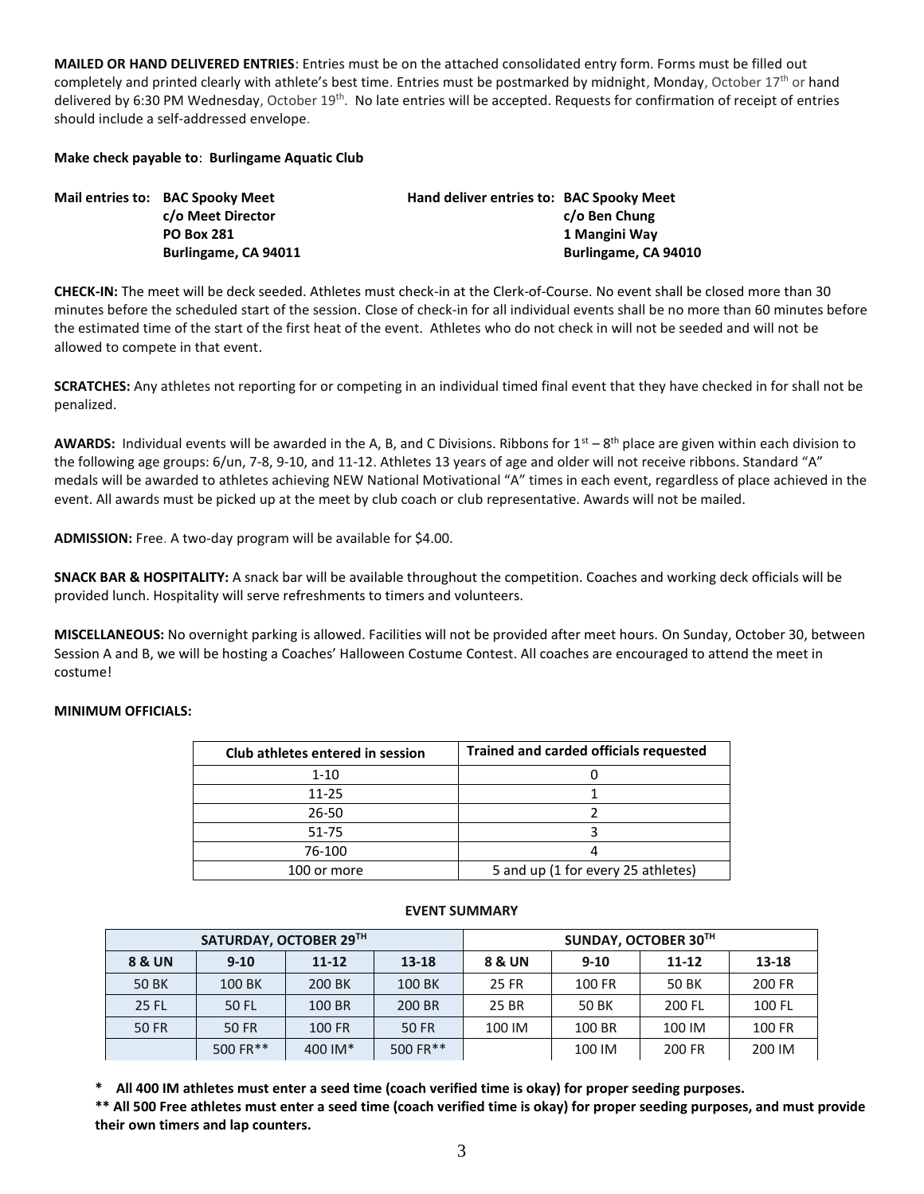**MAILED OR HAND DELIVERED ENTRIES**: Entries must be on the attached consolidated entry form. Forms must be filled out completely and printed clearly with athlete's best time. Entries must be postmarked by midnight, Monday, October 17th or hand delivered by 6:30 PM Wednesday, October 19th. No late entries will be accepted. Requests for confirmation of receipt of entries should include a self-addressed envelope.

**Make check payable to**: **Burlingame Aquatic Club**

**Mail entries to:** **BAC Spooky Meet**
**c/o Meet Director**
**PO Box 281**
**Burlingame, CA 94011**

**Hand deliver entries to:** **BAC Spooky Meet**
**c/o Ben Chung**
**1 Mangini Way**
**Burlingame, CA 94010**

**CHECK-IN:** The meet will be deck seeded. Athletes must check-in at the Clerk-of-Course. No event shall be closed more than 30 minutes before the scheduled start of the session. Close of check-in for all individual events shall be no more than 60 minutes before the estimated time of the start of the first heat of the event. Athletes who do not check in will not be seeded and will not be allowed to compete in that event.

**SCRATCHES:** Any athletes not reporting for or competing in an individual timed final event that they have checked in for shall not be penalized.

**AWARDS:** Individual events will be awarded in the A, B, and C Divisions. Ribbons for 1st – 8th place are given within each division to the following age groups: 6/un, 7-8, 9-10, and 11-12. Athletes 13 years of age and older will not receive ribbons. Standard "A" medals will be awarded to athletes achieving NEW National Motivational "A" times in each event, regardless of place achieved in the event. All awards must be picked up at the meet by club coach or club representative. Awards will not be mailed.

**ADMISSION:** Free. A two-day program will be available for $4.00.

**SNACK BAR & HOSPITALITY:** A snack bar will be available throughout the competition. Coaches and working deck officials will be provided lunch. Hospitality will serve refreshments to timers and volunteers.

**MISCELLANEOUS:** No overnight parking is allowed. Facilities will not be provided after meet hours. On Sunday, October 30, between Session A and B, we will be hosting a Coaches' Halloween Costume Contest. All coaches are encouraged to attend the meet in costume!

**MINIMUM OFFICIALS:**

| Club athletes entered in session | Trained and carded officials requested |
|---|---|
| 1-10 | 0 |
| 11-25 | 1 |
| 26-50 | 2 |
| 51-75 | 3 |
| 76-100 | 4 |
| 100 or more | 5 and up (1 for every 25 athletes) |

**EVENT SUMMARY**

| SATURDAY, OCTOBER 29TH | | | | SUNDAY, OCTOBER 30TH | | | |
|---|---|---|---|---|---|---|---|
| 8 & UN | 9-10 | 11-12 | 13-18 | 8 & UN | 9-10 | 11-12 | 13-18 |
| 50 BK | 100 BK | 200 BK | 100 BK | 25 FR | 100 FR | 50 BK | 200 FR |
| 25 FL | 50 FL | 100 BR | 200 BR | 25 BR | 50 BK | 200 FL | 100 FL |
| 50 FR | 50 FR | 100 FR | 50 FR | 100 IM | 100 BR | 100 IM | 100 FR |
| | 500 FR** | 400 IM* | 500 FR** | | 100 IM | 200 FR | 200 IM |

**\* All 400 IM athletes must enter a seed time (coach verified time is okay) for proper seeding purposes.**

**\*\* All 500 Free athletes must enter a seed time (coach verified time is okay) for proper seeding purposes, and must provide their own timers and lap counters.**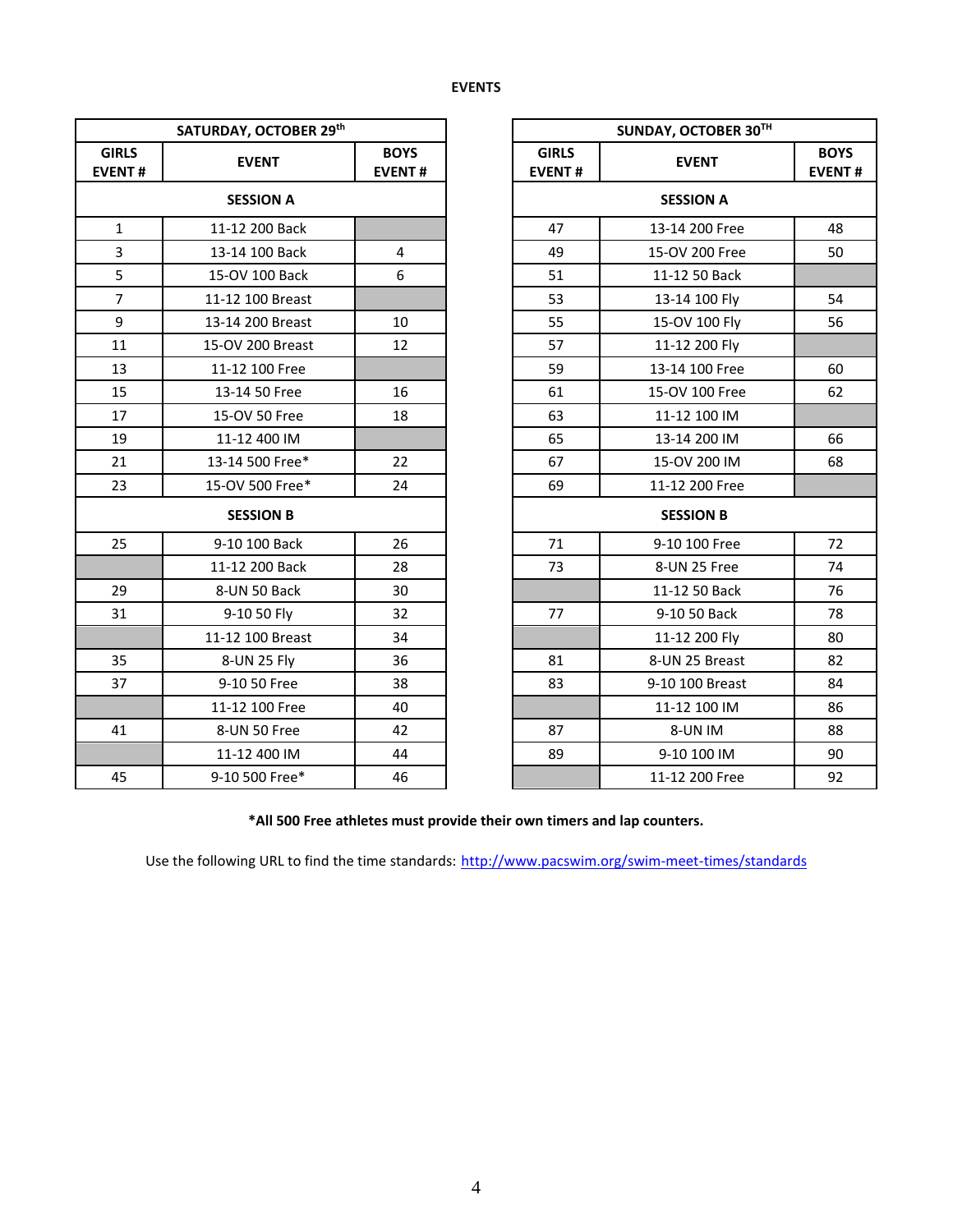# EVENTS

| SATURDAY, OCTOBER 29th | | |
|---|---|---|
| **GIRLS EVENT #** | **EVENT** | **BOYS EVENT #** |
| **SESSION A** | | |
| 1 | 11-12 200 Back | |
| 3 | 13-14 100 Back | 4 |
| 5 | 15-OV 100 Back | 6 |
| 7 | 11-12 100 Breast | |
| 9 | 13-14 200 Breast | 10 |
| 11 | 15-OV 200 Breast | 12 |
| 13 | 11-12 100 Free | |
| 15 | 13-14 50 Free | 16 |
| 17 | 15-OV 50 Free | 18 |
| 19 | 11-12 400 IM | |
| 21 | 13-14 500 Free* | 22 |
| 23 | 15-OV 500 Free* | 24 |
| **SESSION B** | | |
| 25 | 9-10 100 Back | 26 |
| | 11-12 200 Back | 28 |
| 29 | 8-UN 50 Back | 30 |
| 31 | 9-10 50 Fly | 32 |
| | 11-12 100 Breast | 34 |
| 35 | 8-UN 25 Fly | 36 |
| 37 | 9-10 50 Free | 38 |
| | 11-12 100 Free | 40 |
| 41 | 8-UN 50 Free | 42 |
| | 11-12 400 IM | 44 |
| 45 | 9-10 500 Free* | 46 |

| SUNDAY, OCTOBER 30TH | | |
|---|---|---|
| **GIRLS EVENT #** | **EVENT** | **BOYS EVENT #** |
| **SESSION A** | | |
| 47 | 13-14 200 Free | 48 |
| 49 | 15-OV 200 Free | 50 |
| 51 | 11-12 50 Back | |
| 53 | 13-14 100 Fly | 54 |
| 55 | 15-OV 100 Fly | 56 |
| 57 | 11-12 200 Fly | |
| 59 | 13-14 100 Free | 60 |
| 61 | 15-OV 100 Free | 62 |
| 63 | 11-12 100 IM | |
| 65 | 13-14 200 IM | 66 |
| 67 | 15-OV 200 IM | 68 |
| 69 | 11-12 200 Free | |
| **SESSION B** | | |
| 71 | 9-10 100 Free | 72 |
| 73 | 8-UN 25 Free | 74 |
| | 11-12 50 Back | 76 |
| 77 | 9-10 50 Back | 78 |
| | 11-12 200 Fly | 80 |
| 81 | 8-UN 25 Breast | 82 |
| 83 | 9-10 100 Breast | 84 |
| | 11-12 100 IM | 86 |
| 87 | 8-UN IM | 88 |
| 89 | 9-10 100 IM | 90 |
| | 11-12 200 Free | 92 |

**\*All 500 Free athletes must provide their own timers and lap counters.**

Use the following URL to find the time standards: http://www.pacswim.org/swim-meet-times/standards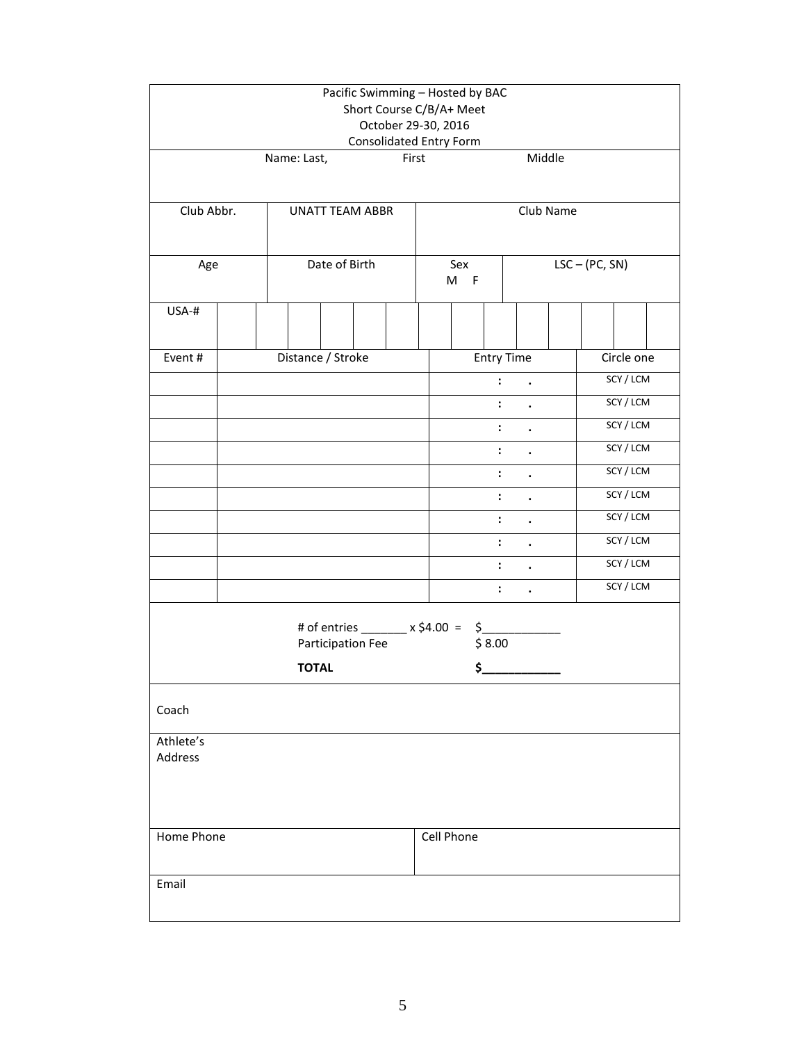Pacific Swimming – Hosted by BAC
Short Course C/B/A+ Meet
October 29-30, 2016
Consolidated Entry Form

| Name: Last, | First | Middle |
|---|---|---|
| | | |

| Club Abbr. | UNATT TEAM ABBR | Club Name |
|---|---|---|
| | | |

| Age | Date of Birth | Sex M F | LSC – (PC, SN) |
|---|---|---|---|
| | | | |

| USA-# | | | | | | | | | | | | | | |
|---|---|---|---|---|---|---|---|---|---|---|---|---|---|---|

| Event # | Distance / Stroke | Entry Time | Circle one |
|---|---|---|---|
| | | : . | SCY / LCM |
| | | : . | SCY / LCM |
| | | : . | SCY / LCM |
| | | : . | SCY / LCM |
| | | : . | SCY / LCM |
| | | : . | SCY / LCM |
| | | : . | SCY / LCM |
| | | : . | SCY / LCM |
| | | : . | SCY / LCM |
| | | : . | SCY / LCM |

# of entries _______ x $4.00 = $____________
Participation Fee $ 8.00

**TOTAL** **$____________**

| | |
|---|---|
| Coach | |
| Athlete's Address | |
| Home Phone | Cell Phone |
| Email | |